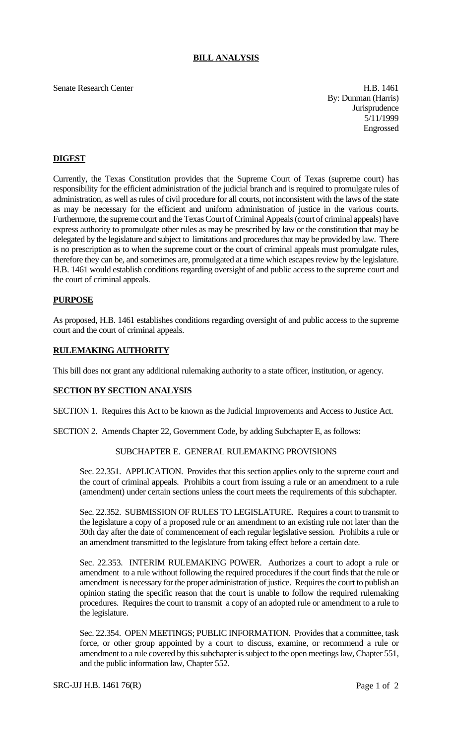# BILL ANALYSIS

Senate Research Center

H.B. 1461
By: Dunman (Harris)
Jurisprudence
5/11/1999
Engrossed

## DIGEST

Currently, the Texas Constitution provides that the Supreme Court of Texas (supreme court) has responsibility for the efficient administration of the judicial branch and is required to promulgate rules of administration, as well as rules of civil procedure for all courts, not inconsistent with the laws of the state as may be necessary for the efficient and uniform administration of justice in the various courts. Furthermore, the supreme court and the Texas Court of Criminal Appeals (court of criminal appeals) have express authority to promulgate other rules as may be prescribed by law or the constitution that may be delegated by the legislature and subject to limitations and procedures that may be provided by law. There is no prescription as to when the supreme court or the court of criminal appeals must promulgate rules, therefore they can be, and sometimes are, promulgated at a time which escapes review by the legislature. H.B. 1461 would establish conditions regarding oversight of and public access to the supreme court and the court of criminal appeals.

## PURPOSE

As proposed, H.B. 1461 establishes conditions regarding oversight of and public access to the supreme court and the court of criminal appeals.

## RULEMAKING AUTHORITY

This bill does not grant any additional rulemaking authority to a state officer, institution, or agency.

## SECTION BY SECTION ANALYSIS

SECTION 1. Requires this Act to be known as the Judicial Improvements and Access to Justice Act.

SECTION 2. Amends Chapter 22, Government Code, by adding Subchapter E, as follows:

SUBCHAPTER E. GENERAL RULEMAKING PROVISIONS

Sec. 22.351. APPLICATION. Provides that this section applies only to the supreme court and the court of criminal appeals. Prohibits a court from issuing a rule or an amendment to a rule (amendment) under certain sections unless the court meets the requirements of this subchapter.

Sec. 22.352. SUBMISSION OF RULES TO LEGISLATURE. Requires a court to transmit to the legislature a copy of a proposed rule or an amendment to an existing rule not later than the 30th day after the date of commencement of each regular legislative session. Prohibits a rule or an amendment transmitted to the legislature from taking effect before a certain date.

Sec. 22.353. INTERIM RULEMAKING POWER. Authorizes a court to adopt a rule or amendment to a rule without following the required procedures if the court finds that the rule or amendment is necessary for the proper administration of justice. Requires the court to publish an opinion stating the specific reason that the court is unable to follow the required rulemaking procedures. Requires the court to transmit a copy of an adopted rule or amendment to a rule to the legislature.

Sec. 22.354. OPEN MEETINGS; PUBLIC INFORMATION. Provides that a committee, task force, or other group appointed by a court to discuss, examine, or recommend a rule or amendment to a rule covered by this subchapter is subject to the open meetings law, Chapter 551, and the public information law, Chapter 552.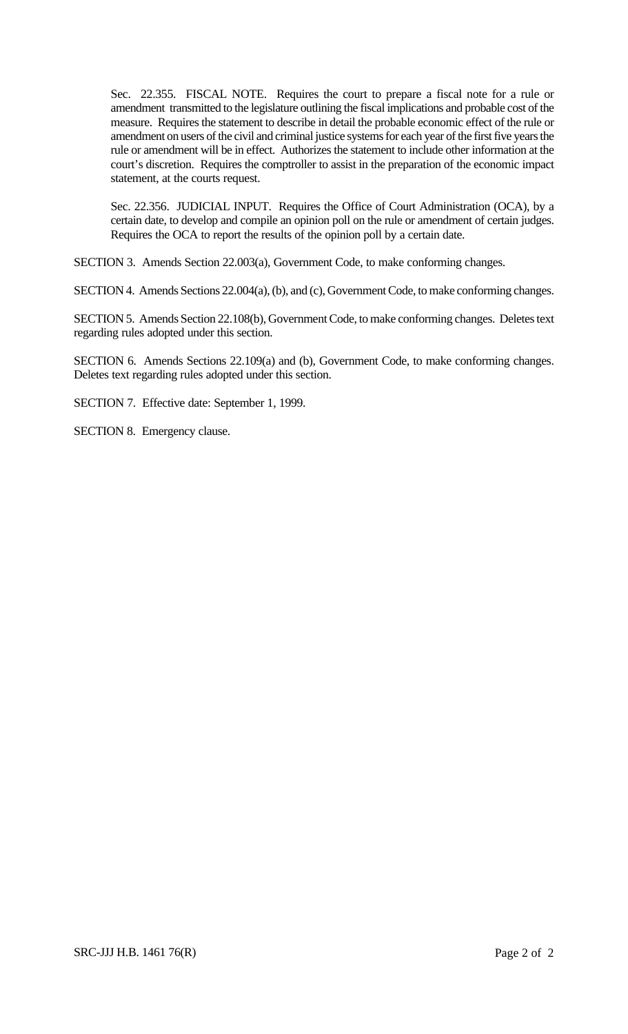Sec. 22.355. FISCAL NOTE. Requires the court to prepare a fiscal note for a rule or amendment transmitted to the legislature outlining the fiscal implications and probable cost of the measure. Requires the statement to describe in detail the probable economic effect of the rule or amendment on users of the civil and criminal justice systems for each year of the first five years the rule or amendment will be in effect. Authorizes the statement to include other information at the court's discretion. Requires the comptroller to assist in the preparation of the economic impact statement, at the courts request.

Sec. 22.356. JUDICIAL INPUT. Requires the Office of Court Administration (OCA), by a certain date, to develop and compile an opinion poll on the rule or amendment of certain judges. Requires the OCA to report the results of the opinion poll by a certain date.

SECTION 3. Amends Section 22.003(a), Government Code, to make conforming changes.

SECTION 4. Amends Sections 22.004(a), (b), and (c), Government Code, to make conforming changes.

SECTION 5. Amends Section 22.108(b), Government Code, to make conforming changes. Deletes text regarding rules adopted under this section.

SECTION 6. Amends Sections 22.109(a) and (b), Government Code, to make conforming changes. Deletes text regarding rules adopted under this section.

SECTION 7. Effective date: September 1, 1999.

SECTION 8. Emergency clause.

SRC-JJJ H.B. 1461 76(R)